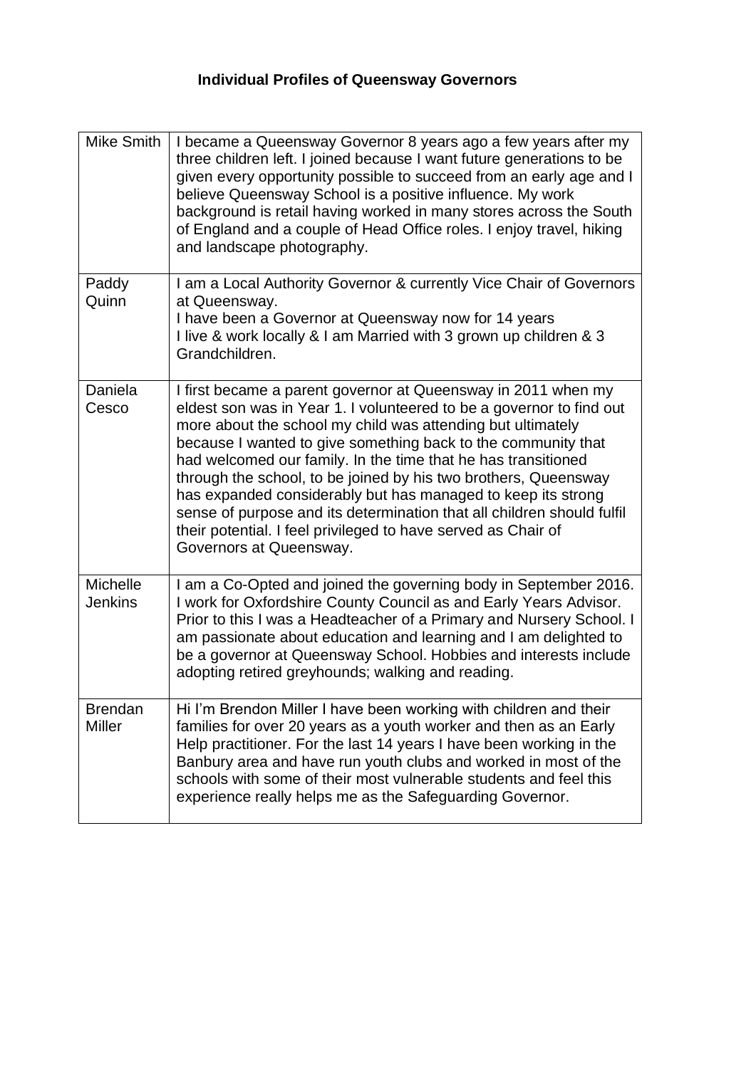# Individual Profiles of Queensway Governors

| | |
|---|---|
| Mike Smith | I became a Queensway Governor 8 years ago a few years after my three children left. I joined because I want future generations to be given every opportunity possible to succeed from an early age and I believe Queensway School is a positive influence. My work background is retail having worked in many stores across the South of England and a couple of Head Office roles. I enjoy travel, hiking and landscape photography. |
| Paddy Quinn | I am a Local Authority Governor & currently Vice Chair of Governors at Queensway.<br>I have been a Governor at Queensway now for 14 years<br>I live & work locally & I am Married with 3 grown up children & 3 Grandchildren. |
| Daniela Cesco | I first became a parent governor at Queensway in 2011 when my eldest son was in Year 1. I volunteered to be a governor to find out more about the school my child was attending but ultimately because I wanted to give something back to the community that had welcomed our family. In the time that he has transitioned through the school, to be joined by his two brothers, Queensway has expanded considerably but has managed to keep its strong sense of purpose and its determination that all children should fulfil their potential. I feel privileged to have served as Chair of Governors at Queensway. |
| Michelle Jenkins | I am a Co-Opted and joined the governing body in September 2016. I work for Oxfordshire County Council as and Early Years Advisor. Prior to this I was a Headteacher of a Primary and Nursery School. I am passionate about education and learning and I am delighted to be a governor at Queensway School. Hobbies and interests include adopting retired greyhounds; walking and reading. |
| Brendan Miller | Hi I'm Brendon Miller I have been working with children and their families for over 20 years as a youth worker and then as an Early Help practitioner. For the last 14 years I have been working in the Banbury area and have run youth clubs and worked in most of the schools with some of their most vulnerable students and feel this experience really helps me as the Safeguarding Governor. |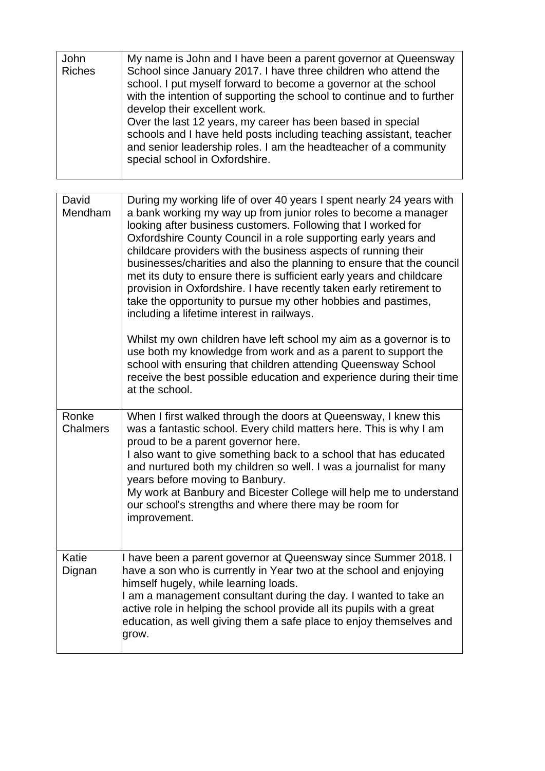| | |
|---|---|
| John Riches | My name is John and I have been a parent governor at Queensway School since January 2017. I have three children who attend the school. I put myself forward to become a governor at the school with the intention of supporting the school to continue and to further develop their excellent work.<br>Over the last 12 years, my career has been based in special schools and I have held posts including teaching assistant, teacher and senior leadership roles. I am the headteacher of a community special school in Oxfordshire. |

| | |
|---|---|
| David Mendham | During my working life of over 40 years I spent nearly 24 years with a bank working my way up from junior roles to become a manager looking after business customers. Following that I worked for Oxfordshire County Council in a role supporting early years and childcare providers with the business aspects of running their businesses/charities and also the planning to ensure that the council met its duty to ensure there is sufficient early years and childcare provision in Oxfordshire. I have recently taken early retirement to take the opportunity to pursue my other hobbies and pastimes, including a lifetime interest in railways.<br><br>Whilst my own children have left school my aim as a governor is to use both my knowledge from work and as a parent to support the school with ensuring that children attending Queensway School receive the best possible education and experience during their time at the school. |
| Ronke Chalmers | When I first walked through the doors at Queensway, I knew this was a fantastic school. Every child matters here. This is why I am proud to be a parent governor here.<br>I also want to give something back to a school that has educated and nurtured both my children so well. I was a journalist for many years before moving to Banbury.<br>My work at Banbury and Bicester College will help me to understand our school's strengths and where there may be room for improvement. |
| Katie Dignan | I have been a parent governor at Queensway since Summer 2018. I have a son who is currently in Year two at the school and enjoying himself hugely, while learning loads.<br>I am a management consultant during the day. I wanted to take an active role in helping the school provide all its pupils with a great education, as well giving them a safe place to enjoy themselves and grow. |